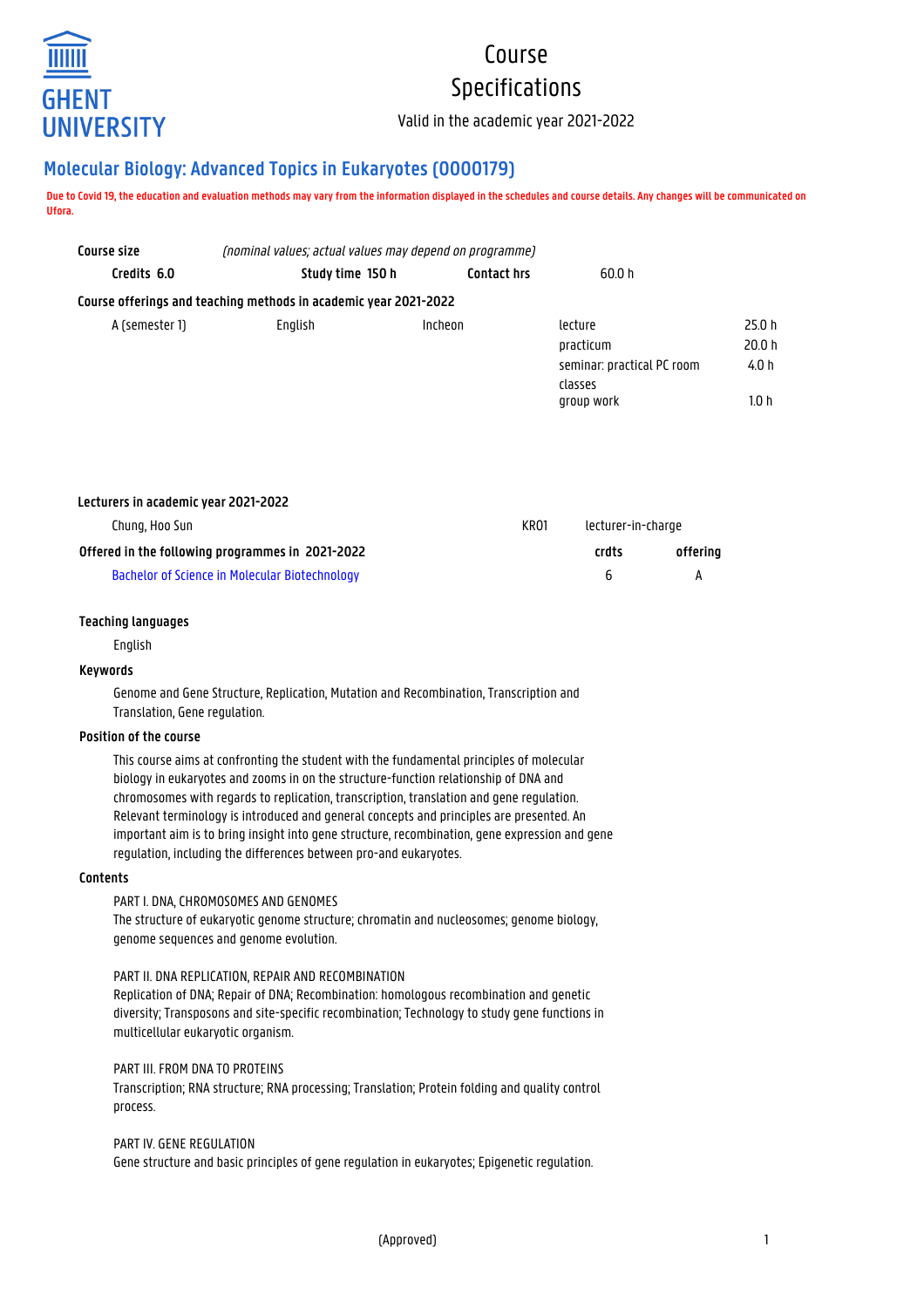# Course Specifications

Valid in the academic year 2021-2022

## Molecular Biology: Advanced Topics in Eukaryotes (O000179)

**Due to Covid 19, the education and evaluation methods may vary from the information displayed in the schedules and course details. Any changes will be communicated on Ufora.**

**Course size** *(nominal values; actual values may depend on programme)*

| Credits 6.0 | Study time 150 h | Contact hrs | 60.0 h |
|---|---|---|---|

**Course offerings and teaching methods in academic year 2021-2022**

| | | | | |
|---|---|---|---|---|
| A (semester 1) | English | Incheon | lecture | 25.0 h |
| | | | practicum | 20.0 h |
| | | | seminar: practical PC room classes | 4.0 h |
| | | | group work | 1.0 h |

**Lecturers in academic year 2021-2022**

| | | |
|---|---|---|
| Chung, Hoo Sun | KR01 | lecturer-in-charge |

**Offered in the following programmes in 2021-2022**

| | crdts | offering |
|---|---|---|
| Bachelor of Science in Molecular Biotechnology | 6 | A |

### Teaching languages

English

### Keywords

Genome and Gene Structure, Replication, Mutation and Recombination, Transcription and Translation, Gene regulation.

### Position of the course

This course aims at confronting the student with the fundamental principles of molecular biology in eukaryotes and zooms in on the structure-function relationship of DNA and chromosomes with regards to replication, transcription, translation and gene regulation. Relevant terminology is introduced and general concepts and principles are presented. An important aim is to bring insight into gene structure, recombination, gene expression and gene regulation, including the differences between pro-and eukaryotes.

### Contents

PART I. DNA, CHROMOSOMES AND GENOMES
The structure of eukaryotic genome structure; chromatin and nucleosomes; genome biology, genome sequences and genome evolution.

PART II. DNA REPLICATION, REPAIR AND RECOMBINATION
Replication of DNA; Repair of DNA; Recombination: homologous recombination and genetic diversity; Transposons and site-specific recombination; Technology to study gene functions in multicellular eukaryotic organism.

PART III. FROM DNA TO PROTEINS
Transcription; RNA structure; RNA processing; Translation; Protein folding and quality control process.

PART IV. GENE REGULATION
Gene structure and basic principles of gene regulation in eukaryotes; Epigenetic regulation.

(Approved)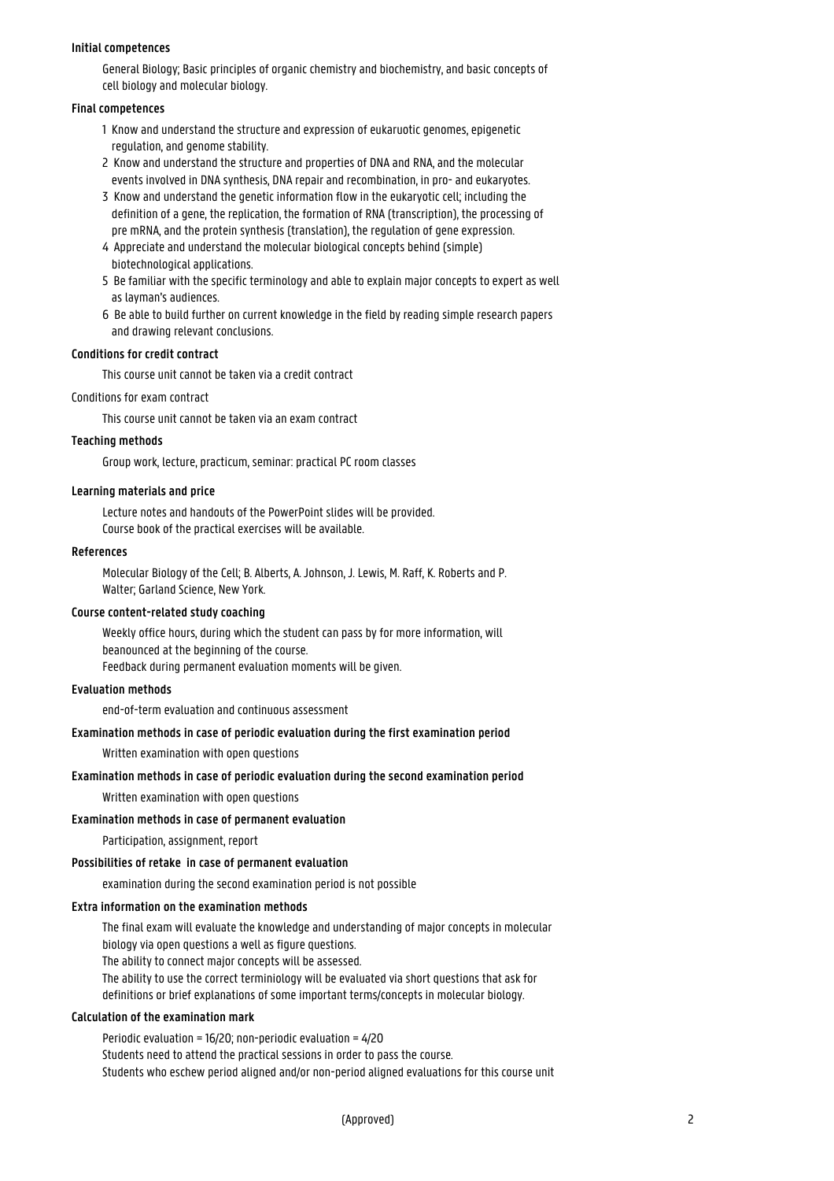#### Initial competences

General Biology; Basic principles of organic chemistry and biochemistry, and basic concepts of cell biology and molecular biology.

#### Final competences

1 Know and understand the structure and expression of eukaruotic genomes, epigenetic regulation, and genome stability.
2 Know and understand the structure and properties of DNA and RNA, and the molecular events involved in DNA synthesis, DNA repair and recombination, in pro- and eukaryotes.
3 Know and understand the genetic information flow in the eukaryotic cell; including the definition of a gene, the replication, the formation of RNA (transcription), the processing of pre mRNA, and the protein synthesis (translation), the regulation of gene expression.
4 Appreciate and understand the molecular biological concepts behind (simple) biotechnological applications.
5 Be familiar with the specific terminology and able to explain major concepts to expert as well as layman's audiences.
6 Be able to build further on current knowledge in the field by reading simple research papers and drawing relevant conclusions.

#### Conditions for credit contract

This course unit cannot be taken via a credit contract

Conditions for exam contract

This course unit cannot be taken via an exam contract

#### Teaching methods

Group work, lecture, practicum, seminar: practical PC room classes

#### Learning materials and price

Lecture notes and handouts of the PowerPoint slides will be provided.
Course book of the practical exercises will be available.

#### References

Molecular Biology of the Cell; B. Alberts, A. Johnson, J. Lewis, M. Raff, K. Roberts and P. Walter; Garland Science, New York.

#### Course content-related study coaching

Weekly office hours, during which the student can pass by for more information, will beanounced at the beginning of the course.
Feedback during permanent evaluation moments will be given.

#### Evaluation methods

end-of-term evaluation and continuous assessment

#### Examination methods in case of periodic evaluation during the first examination period

Written examination with open questions

#### Examination methods in case of periodic evaluation during the second examination period

Written examination with open questions

#### Examination methods in case of permanent evaluation

Participation, assignment, report

#### Possibilities of retake in case of permanent evaluation

examination during the second examination period is not possible

#### Extra information on the examination methods

The final exam will evaluate the knowledge and understanding of major concepts in molecular biology via open questions a well as figure questions.
The ability to connect major concepts will be assessed.
The ability to use the correct terminiology will be evaluated via short questions that ask for definitions or brief explanations of some important terms/concepts in molecular biology.

#### Calculation of the examination mark

Periodic evaluation = 16/20; non-periodic evaluation = 4/20
Students need to attend the practical sessions in order to pass the course.
Students who eschew period aligned and/or non-period aligned evaluations for this course unit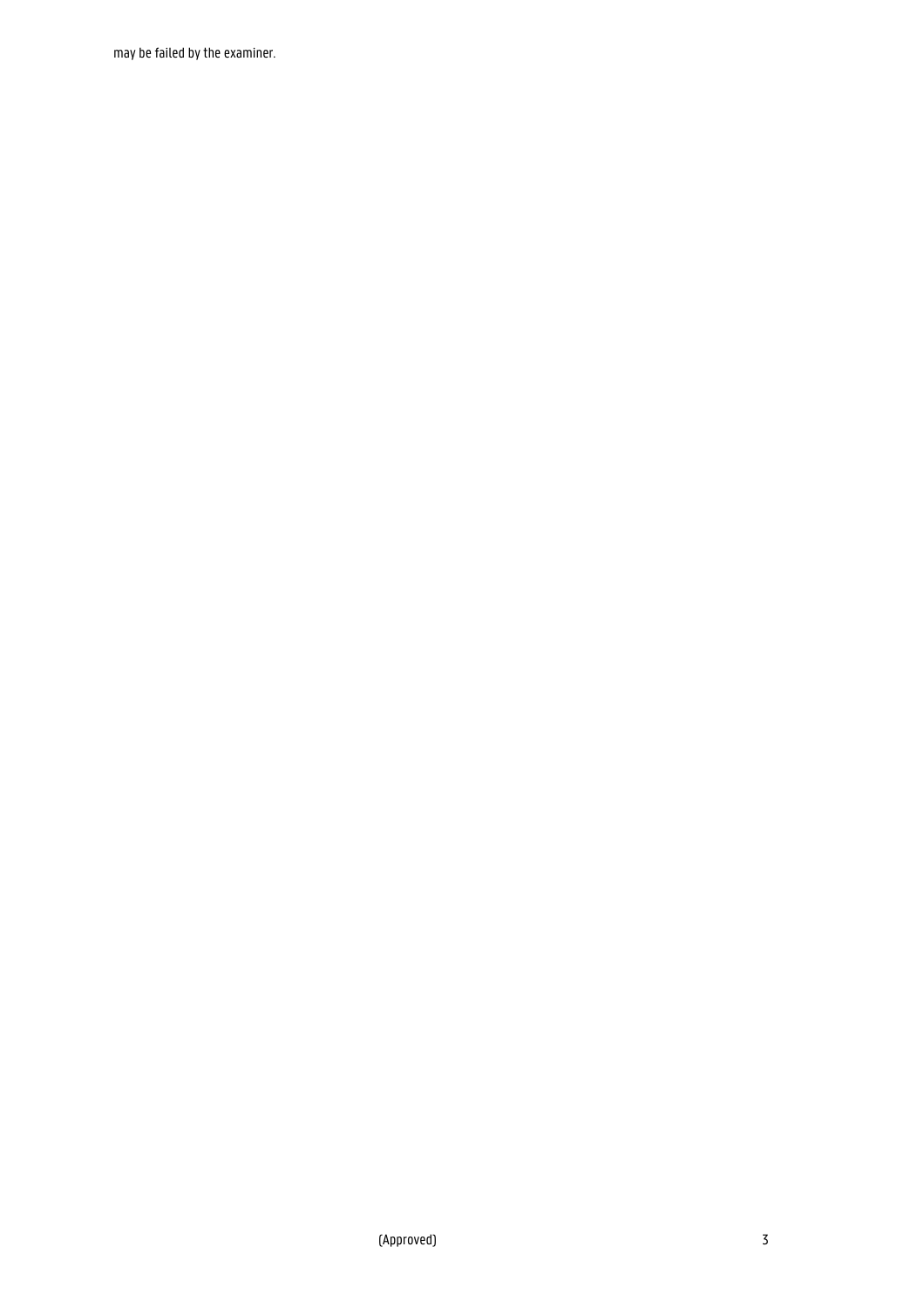may be failed by the examiner.